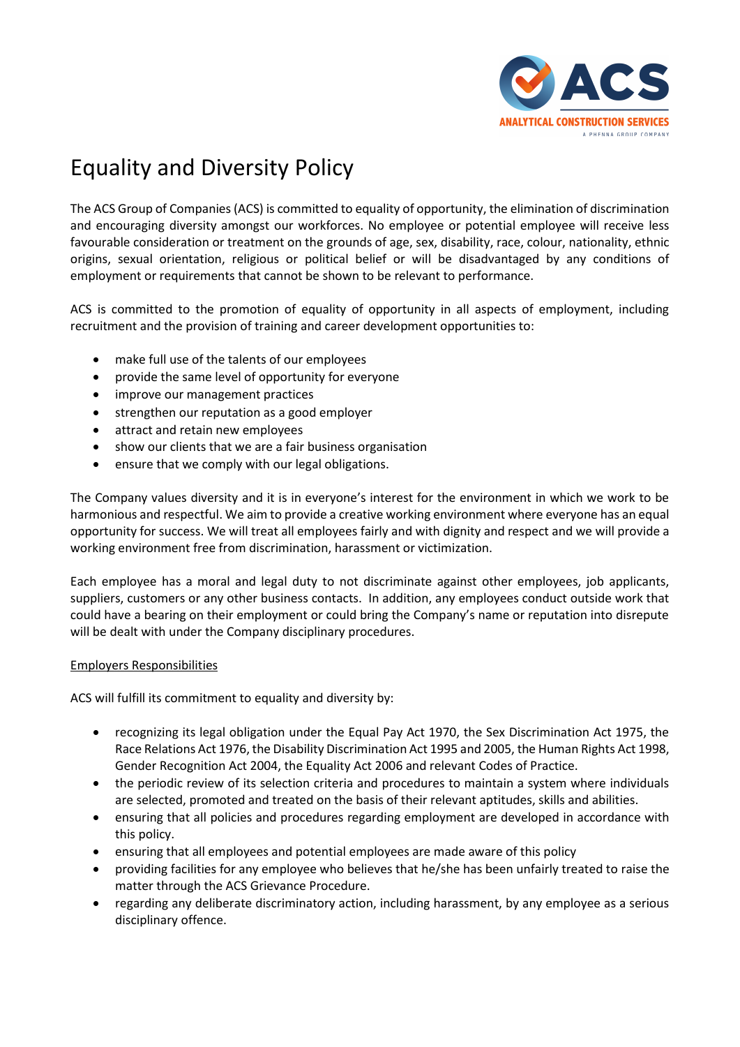# Equality and Diversity Policy

The ACS Group of Companies (ACS) is committed to equality of opportunity, the elimination of discrimination and encouraging diversity amongst our workforces. No employee or potential employee will receive less favourable consideration or treatment on the grounds of age, sex, disability, race, colour, nationality, ethnic origins, sexual orientation, religious or political belief or will be disadvantaged by any conditions of employment or requirements that cannot be shown to be relevant to performance.

ACS is committed to the promotion of equality of opportunity in all aspects of employment, including recruitment and the provision of training and career development opportunities to:

- make full use of the talents of our employees
- provide the same level of opportunity for everyone
- improve our management practices
- strengthen our reputation as a good employer
- attract and retain new employees
- show our clients that we are a fair business organisation
- ensure that we comply with our legal obligations.

The Company values diversity and it is in everyone's interest for the environment in which we work to be harmonious and respectful. We aim to provide a creative working environment where everyone has an equal opportunity for success. We will treat all employees fairly and with dignity and respect and we will provide a working environment free from discrimination, harassment or victimization.

Each employee has a moral and legal duty to not discriminate against other employees, job applicants, suppliers, customers or any other business contacts. In addition, any employees conduct outside work that could have a bearing on their employment or could bring the Company's name or reputation into disrepute will be dealt with under the Company disciplinary procedures.

## Employers Responsibilities

ACS will fulfill its commitment to equality and diversity by:

- recognizing its legal obligation under the Equal Pay Act 1970, the Sex Discrimination Act 1975, the Race Relations Act 1976, the Disability Discrimination Act 1995 and 2005, the Human Rights Act 1998, Gender Recognition Act 2004, the Equality Act 2006 and relevant Codes of Practice.
- the periodic review of its selection criteria and procedures to maintain a system where individuals are selected, promoted and treated on the basis of their relevant aptitudes, skills and abilities.
- ensuring that all policies and procedures regarding employment are developed in accordance with this policy.
- ensuring that all employees and potential employees are made aware of this policy
- providing facilities for any employee who believes that he/she has been unfairly treated to raise the matter through the ACS Grievance Procedure.
- regarding any deliberate discriminatory action, including harassment, by any employee as a serious disciplinary offence.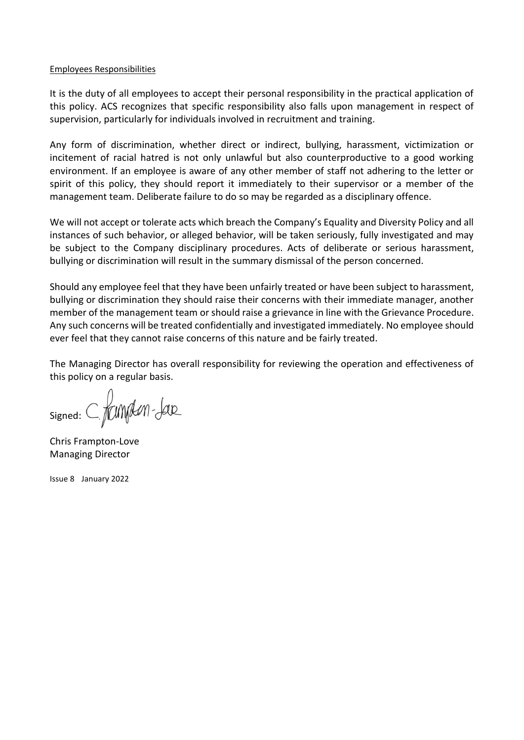Employees Responsibilities

It is the duty of all employees to accept their personal responsibility in the practical application of this policy. ACS recognizes that specific responsibility also falls upon management in respect of supervision, particularly for individuals involved in recruitment and training.

Any form of discrimination, whether direct or indirect, bullying, harassment, victimization or incitement of racial hatred is not only unlawful but also counterproductive to a good working environment. If an employee is aware of any other member of staff not adhering to the letter or spirit of this policy, they should report it immediately to their supervisor or a member of the management team. Deliberate failure to do so may be regarded as a disciplinary offence.

We will not accept or tolerate acts which breach the Company's Equality and Diversity Policy and all instances of such behavior, or alleged behavior, will be taken seriously, fully investigated and may be subject to the Company disciplinary procedures. Acts of deliberate or serious harassment, bullying or discrimination will result in the summary dismissal of the person concerned.

Should any employee feel that they have been unfairly treated or have been subject to harassment, bullying or discrimination they should raise their concerns with their immediate manager, another member of the management team or should raise a grievance in line with the Grievance Procedure. Any such concerns will be treated confidentially and investigated immediately. No employee should ever feel that they cannot raise concerns of this nature and be fairly treated.

The Managing Director has overall responsibility for reviewing the operation and effectiveness of this policy on a regular basis.

Signed: C. Frampton-Love

Chris Frampton-Love
Managing Director

Issue 8 January 2022